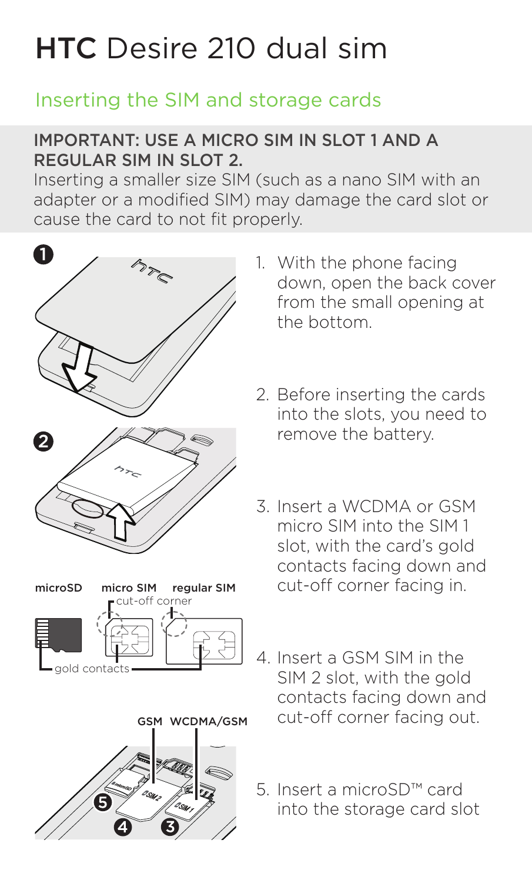# HTC Desire 210 dual sim

## Inserting the SIM and storage cards

**IMPORTANT: USE A MICRO SIM IN SLOT 1 AND A REGULAR SIM IN SLOT 2.**

Inserting a smaller size SIM (such as a nano SIM with an adapter or a modified SIM) may damage the card slot or cause the card to not fit properly.

1. With the phone facing down, open the back cover from the small opening at the bottom.
2. Before inserting the cards into the slots, you need to remove the battery.
3. Insert a WCDMA or GSM micro SIM into the SIM 1 slot, with the card's gold contacts facing down and cut-off corner facing in.
4. Insert a GSM SIM in the SIM 2 slot, with the gold contacts facing down and cut-off corner facing out.
5. Insert a microSD™ card into the storage card slot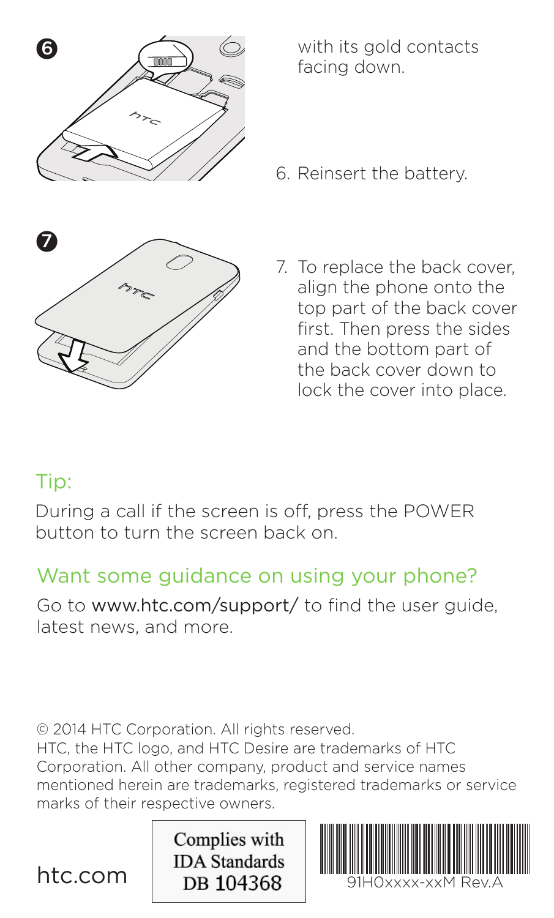with its gold contacts facing down.

6. Reinsert the battery.

7. To replace the back cover, align the phone onto the top part of the back cover first. Then press the sides and the bottom part of the back cover down to lock the cover into place.

## Tip:

During a call if the screen is off, press the POWER button to turn the screen back on.

## Want some guidance on using your phone?

Go to www.htc.com/support/ to find the user guide, latest news, and more.

© 2014 HTC Corporation. All rights reserved.
HTC, the HTC logo, and HTC Desire are trademarks of HTC Corporation. All other company, product and service names mentioned herein are trademarks, registered trademarks or service marks of their respective owners.

htc.com

Complies with
IDA Standards
DB 104368

91H0xxxx-xxM Rev.A